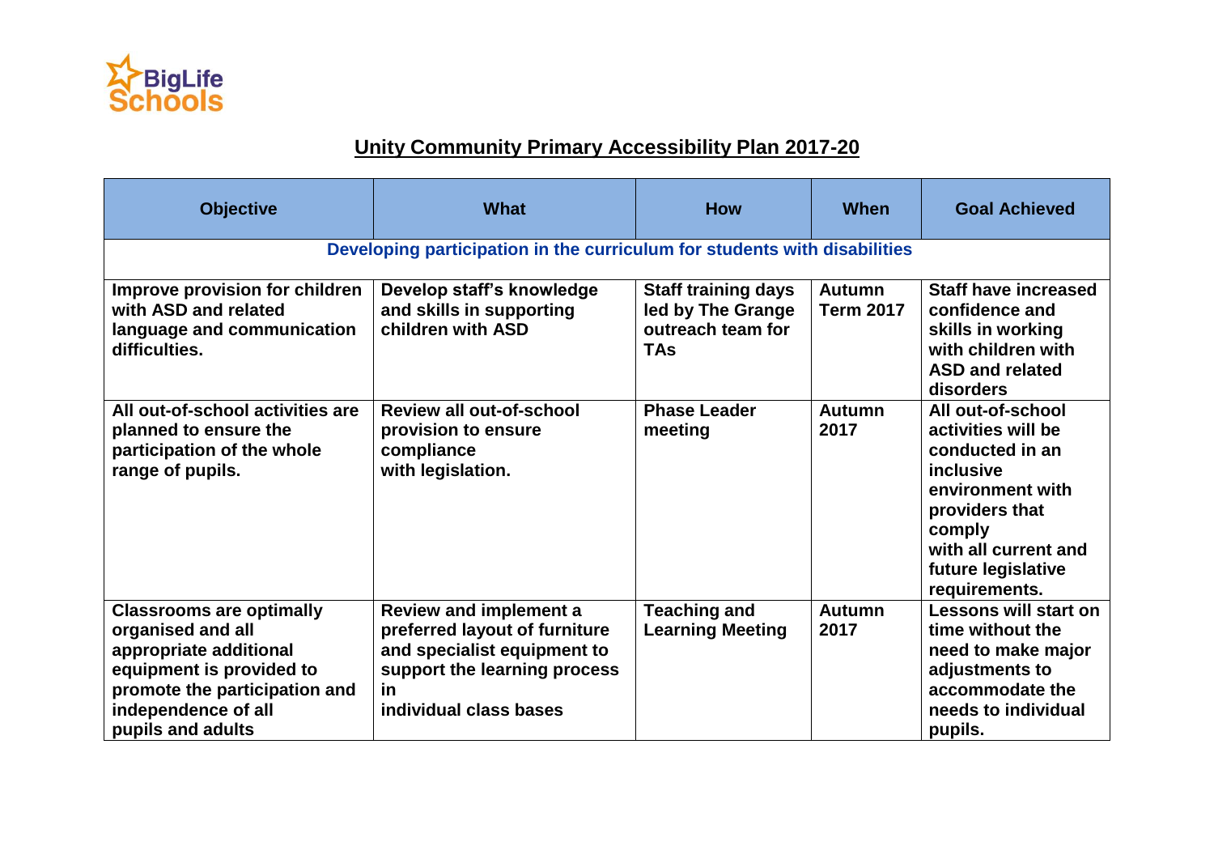BigLife Schools

# Unity Community Primary Accessibility Plan 2017-20

| Objective | What | How | When | Goal Achieved |
|---|---|---|---|---|
| **Developing participation in the curriculum for students with disabilities** | | | | |
| Improve provision for children with ASD and related language and communication difficulties. | Develop staff's knowledge and skills in supporting children with ASD | Staff training days led by The Grange outreach team for TAs | Autumn Term 2017 | Staff have increased confidence and skills in working with children with ASD and related disorders |
| All out-of-school activities are planned to ensure the participation of the whole range of pupils. | Review all out-of-school provision to ensure compliance with legislation. | Phase Leader meeting | Autumn 2017 | All out-of-school activities will be conducted in an inclusive environment with providers that comply with all current and future legislative requirements. |
| Classrooms are optimally organised and all appropriate additional equipment is provided to promote the participation and independence of all pupils and adults | Review and implement a preferred layout of furniture and specialist equipment to support the learning process in individual class bases | Teaching and Learning Meeting | Autumn 2017 | Lessons will start on time without the need to make major adjustments to accommodate the needs to individual pupils. |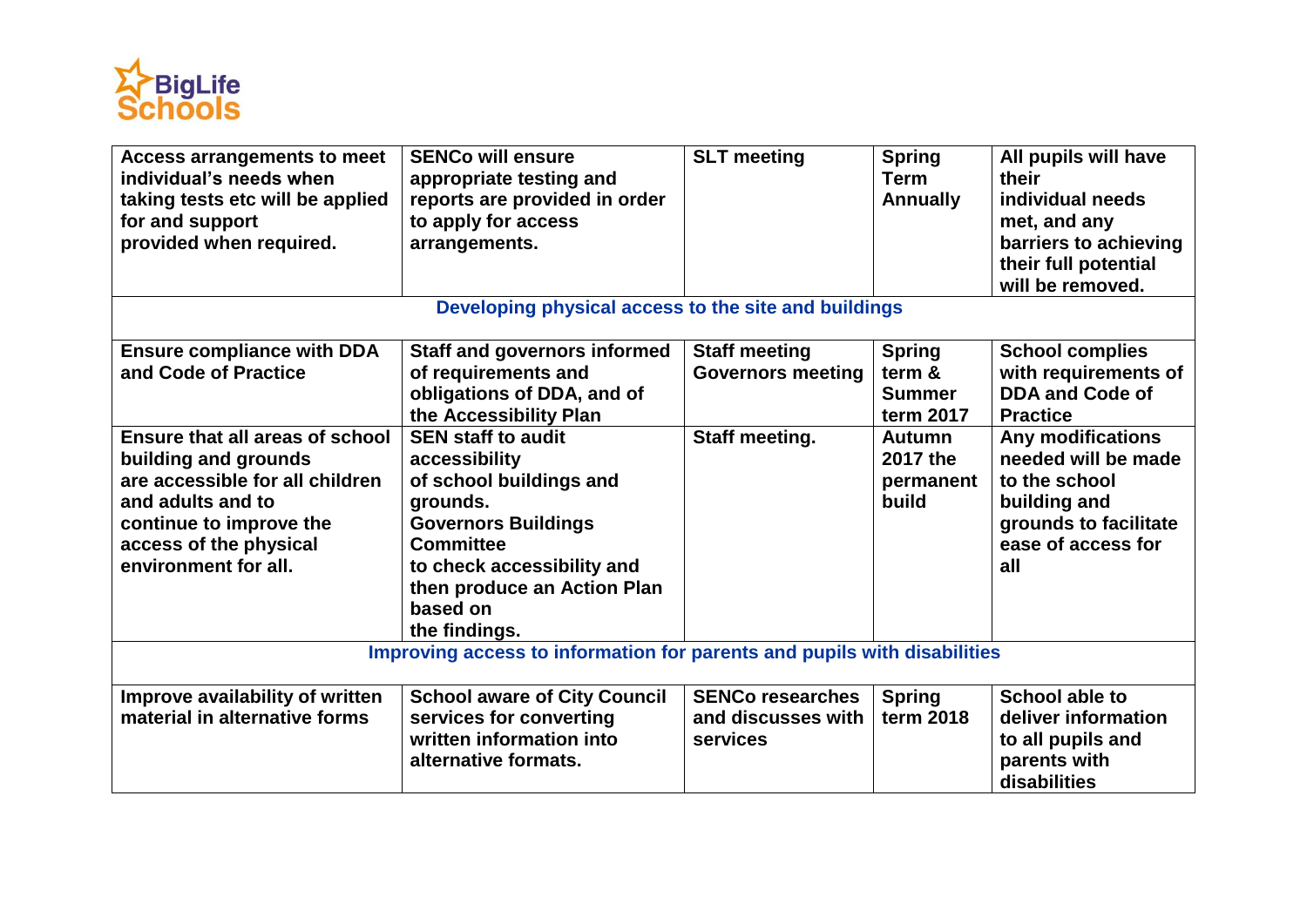| | | | | |
|---|---|---|---|---|
| **Access arrangements to meet individual's needs when taking tests etc will be applied for and support provided when required.** | **SENCo will ensure appropriate testing and reports are provided in order to apply for access arrangements.** | **SLT meeting** | **Spring Term Annually** | **All pupils will have their individual needs met, and any barriers to achieving their full potential will be removed.** |
| **Developing physical access to the site and buildings** | | | | |
| **Ensure compliance with DDA and Code of Practice** | **Staff and governors informed of requirements and obligations of DDA, and of the Accessibility Plan** | **Staff meeting Governors meeting** | **Spring term & Summer term 2017** | **School complies with requirements of DDA and Code of Practice** |
| **Ensure that all areas of school building and grounds are accessible for all children and adults and to continue to improve the access of the physical environment for all.** | **SEN staff to audit accessibility of school buildings and grounds. Governors Buildings Committee to check accessibility and then produce an Action Plan based on the findings.** | **Staff meeting.** | **Autumn 2017 the permanent build** | **Any modifications needed will be made to the school building and grounds to facilitate ease of access for all** |
| **Improving access to information for parents and pupils with disabilities** | | | | |
| **Improve availability of written material in alternative forms** | **School aware of City Council services for converting written information into alternative formats.** | **SENCo researches and discusses with services** | **Spring term 2018** | **School able to deliver information to all pupils and parents with disabilities** |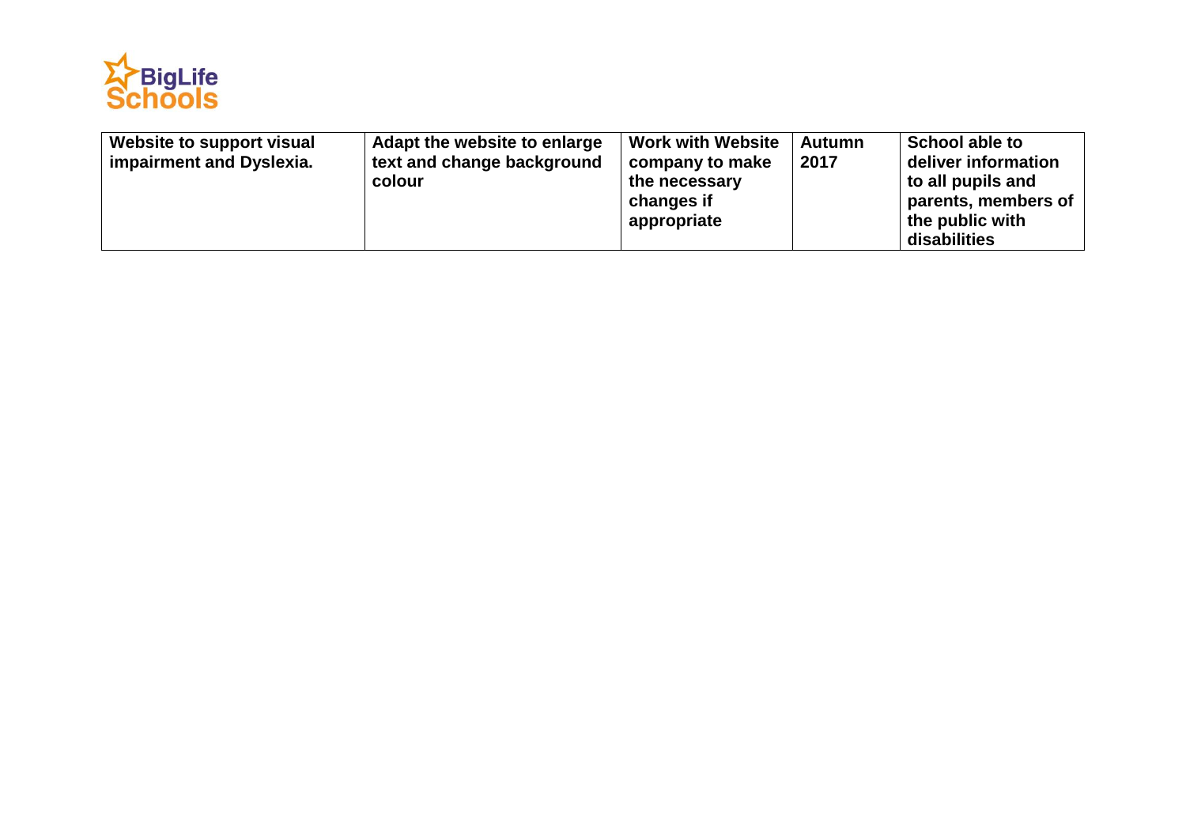| | | | | |
|---|---|---|---|---|
| **Website to support visual impairment and Dyslexia.** | **Adapt the website to enlarge text and change background colour** | **Work with Website company to make the necessary changes if appropriate** | **Autumn 2017** | **School able to deliver information to all pupils and parents, members of the public with disabilities** |